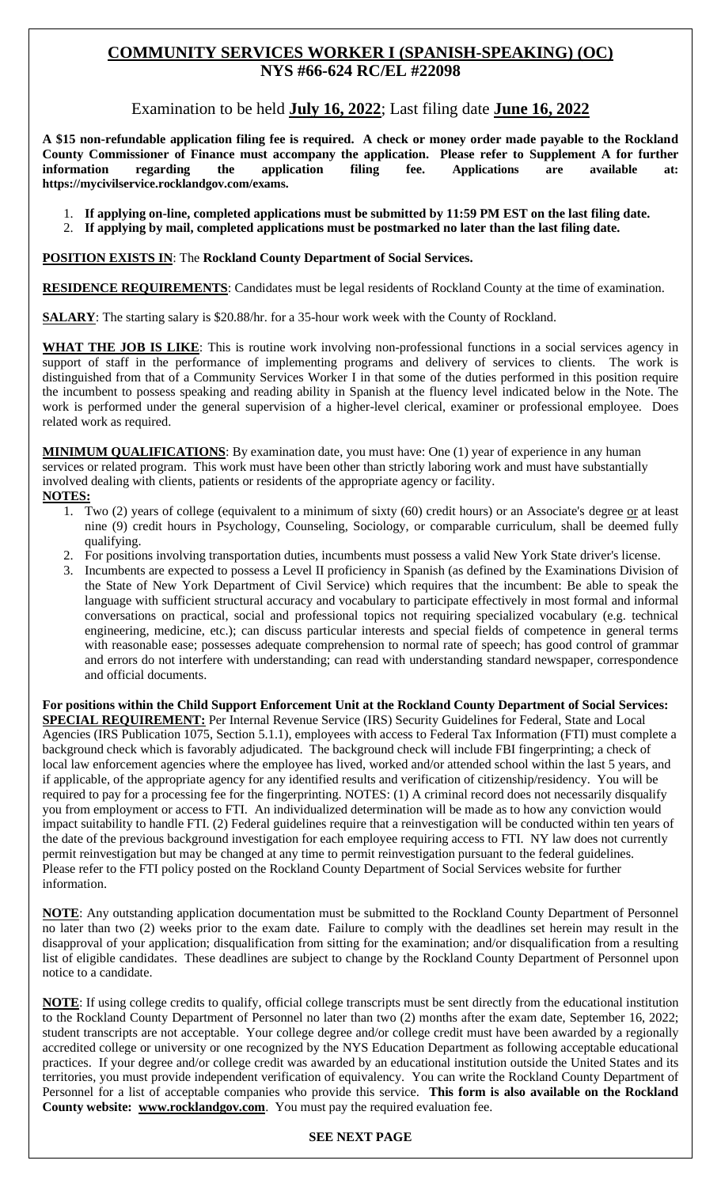# COMMUNITY SERVICES WORKER I (SPANISH-SPEAKING) (OC)
## NYS #66-624 RC/EL #22098

Examination to be held **July 16, 2022**; Last filing date **June 16, 2022**

**A $15 non-refundable application filing fee is required. A check or money order made payable to the Rockland County Commissioner of Finance must accompany the application. Please refer to Supplement A for further information regarding the application filing fee. Applications are available at: https://mycivilservice.rocklandgov.com/exams.**

1. **If applying on-line, completed applications must be submitted by 11:59 PM EST on the last filing date.**
2. **If applying by mail, completed applications must be postmarked no later than the last filing date.**

**POSITION EXISTS IN**: The **Rockland County Department of Social Services.**

**RESIDENCE REQUIREMENTS**: Candidates must be legal residents of Rockland County at the time of examination.

**SALARY**: The starting salary is $20.88/hr. for a 35-hour work week with the County of Rockland.

**WHAT THE JOB IS LIKE**: This is routine work involving non-professional functions in a social services agency in support of staff in the performance of implementing programs and delivery of services to clients. The work is distinguished from that of a Community Services Worker I in that some of the duties performed in this position require the incumbent to possess speaking and reading ability in Spanish at the fluency level indicated below in the Note. The work is performed under the general supervision of a higher-level clerical, examiner or professional employee. Does related work as required.

**MINIMUM QUALIFICATIONS**: By examination date, you must have: One (1) year of experience in any human services or related program. This work must have been other than strictly laboring work and must have substantially involved dealing with clients, patients or residents of the appropriate agency or facility.

**NOTES:**

1. Two (2) years of college (equivalent to a minimum of sixty (60) credit hours) or an Associate's degree or at least nine (9) credit hours in Psychology, Counseling, Sociology, or comparable curriculum, shall be deemed fully qualifying.
2. For positions involving transportation duties, incumbents must possess a valid New York State driver's license.
3. Incumbents are expected to possess a Level II proficiency in Spanish (as defined by the Examinations Division of the State of New York Department of Civil Service) which requires that the incumbent: Be able to speak the language with sufficient structural accuracy and vocabulary to participate effectively in most formal and informal conversations on practical, social and professional topics not requiring specialized vocabulary (e.g. technical engineering, medicine, etc.); can discuss particular interests and special fields of competence in general terms with reasonable ease; possesses adequate comprehension to normal rate of speech; has good control of grammar and errors do not interfere with understanding; can read with understanding standard newspaper, correspondence and official documents.

**For positions within the Child Support Enforcement Unit at the Rockland County Department of Social Services:**
**SPECIAL REQUIREMENT:** Per Internal Revenue Service (IRS) Security Guidelines for Federal, State and Local Agencies (IRS Publication 1075, Section 5.1.1), employees with access to Federal Tax Information (FTI) must complete a background check which is favorably adjudicated. The background check will include FBI fingerprinting; a check of local law enforcement agencies where the employee has lived, worked and/or attended school within the last 5 years, and if applicable, of the appropriate agency for any identified results and verification of citizenship/residency. You will be required to pay for a processing fee for the fingerprinting. NOTES: (1) A criminal record does not necessarily disqualify you from employment or access to FTI. An individualized determination will be made as to how any conviction would impact suitability to handle FTI. (2) Federal guidelines require that a reinvestigation will be conducted within ten years of the date of the previous background investigation for each employee requiring access to FTI. NY law does not currently permit reinvestigation but may be changed at any time to permit reinvestigation pursuant to the federal guidelines. Please refer to the FTI policy posted on the Rockland County Department of Social Services website for further information.

**NOTE**: Any outstanding application documentation must be submitted to the Rockland County Department of Personnel no later than two (2) weeks prior to the exam date. Failure to comply with the deadlines set herein may result in the disapproval of your application; disqualification from sitting for the examination; and/or disqualification from a resulting list of eligible candidates. These deadlines are subject to change by the Rockland County Department of Personnel upon notice to a candidate.

**NOTE**: If using college credits to qualify, official college transcripts must be sent directly from the educational institution to the Rockland County Department of Personnel no later than two (2) months after the exam date, September 16, 2022; student transcripts are not acceptable. Your college degree and/or college credit must have been awarded by a regionally accredited college or university or one recognized by the NYS Education Department as following acceptable educational practices. If your degree and/or college credit was awarded by an educational institution outside the United States and its territories, you must provide independent verification of equivalency. You can write the Rockland County Department of Personnel for a list of acceptable companies who provide this service. **This form is also available on the Rockland County website: www.rocklandgov.com**. You must pay the required evaluation fee.

**SEE NEXT PAGE**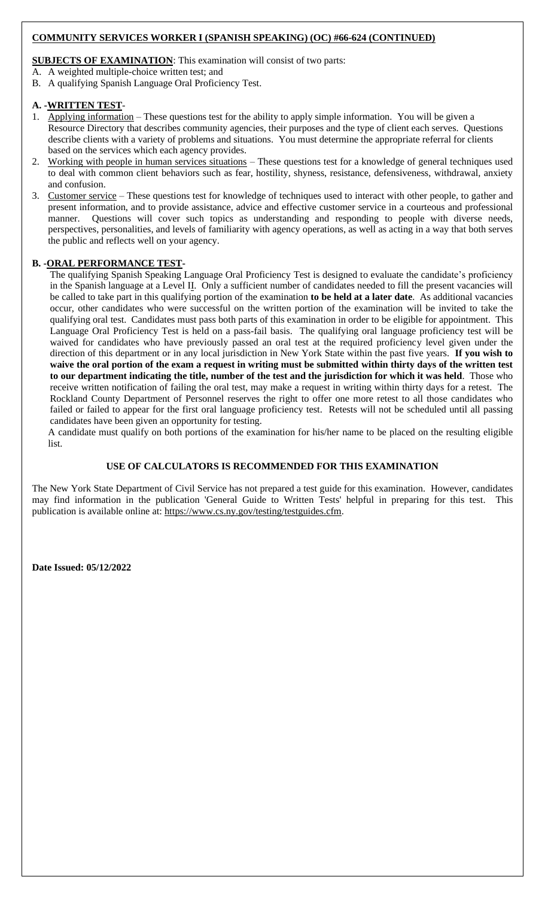**COMMUNITY SERVICES WORKER I (SPANISH SPEAKING) (OC) #66-624 (CONTINUED)**

**SUBJECTS OF EXAMINATION**: This examination will consist of two parts:

A. A weighted multiple-choice written test; and
B. A qualifying Spanish Language Oral Proficiency Test.

**A. -WRITTEN TEST-**

1. Applying information – These questions test for the ability to apply simple information. You will be given a Resource Directory that describes community agencies, their purposes and the type of client each serves. Questions describe clients with a variety of problems and situations. You must determine the appropriate referral for clients based on the services which each agency provides.
2. Working with people in human services situations – These questions test for a knowledge of general techniques used to deal with common client behaviors such as fear, hostility, shyness, resistance, defensiveness, withdrawal, anxiety and confusion.
3. Customer service – These questions test for knowledge of techniques used to interact with other people, to gather and present information, and to provide assistance, advice and effective customer service in a courteous and professional manner. Questions will cover such topics as understanding and responding to people with diverse needs, perspectives, personalities, and levels of familiarity with agency operations, as well as acting in a way that both serves the public and reflects well on your agency.

**B. -ORAL PERFORMANCE TEST-**

The qualifying Spanish Speaking Language Oral Proficiency Test is designed to evaluate the candidate's proficiency in the Spanish language at a Level II. Only a sufficient number of candidates needed to fill the present vacancies will be called to take part in this qualifying portion of the examination **to be held at a later date**. As additional vacancies occur, other candidates who were successful on the written portion of the examination will be invited to take the qualifying oral test. Candidates must pass both parts of this examination in order to be eligible for appointment. This Language Oral Proficiency Test is held on a pass-fail basis. The qualifying oral language proficiency test will be waived for candidates who have previously passed an oral test at the required proficiency level given under the direction of this department or in any local jurisdiction in New York State within the past five years. **If you wish to waive the oral portion of the exam a request in writing must be submitted within thirty days of the written test to our department indicating the title, number of the test and the jurisdiction for which it was held**. Those who receive written notification of failing the oral test, may make a request in writing within thirty days for a retest. The Rockland County Department of Personnel reserves the right to offer one more retest to all those candidates who failed or failed to appear for the first oral language proficiency test. Retests will not be scheduled until all passing candidates have been given an opportunity for testing.

A candidate must qualify on both portions of the examination for his/her name to be placed on the resulting eligible list.

**USE OF CALCULATORS IS RECOMMENDED FOR THIS EXAMINATION**

The New York State Department of Civil Service has not prepared a test guide for this examination. However, candidates may find information in the publication 'General Guide to Written Tests' helpful in preparing for this test. This publication is available online at: https://www.cs.ny.gov/testing/testguides.cfm.

**Date Issued: 05/12/2022**